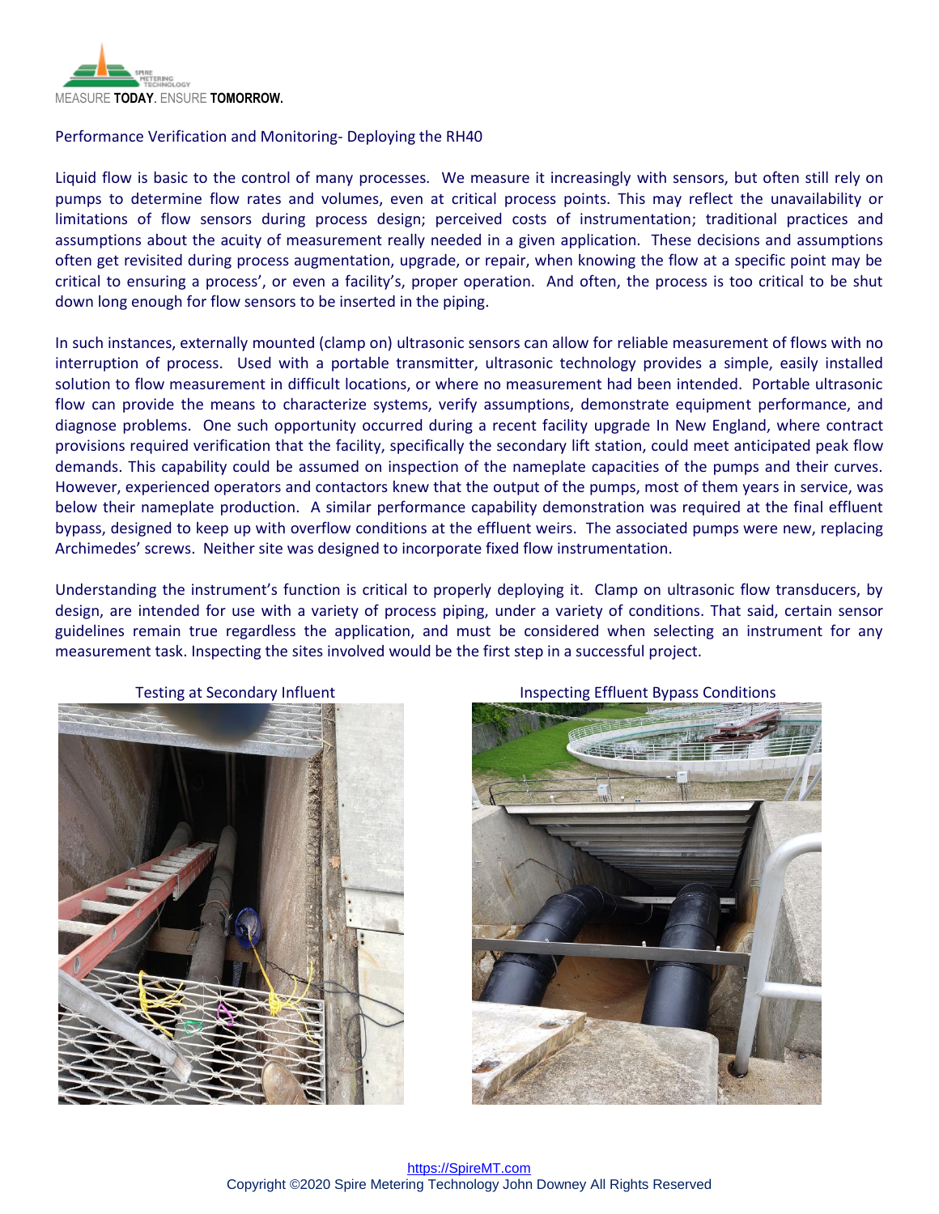MEASURE **TODAY**. ENSURE **TOMORROW.**

## Performance Verification and Monitoring- Deploying the RH40

Liquid flow is basic to the control of many processes. We measure it increasingly with sensors, but often still rely on pumps to determine flow rates and volumes, even at critical process points. This may reflect the unavailability or limitations of flow sensors during process design; perceived costs of instrumentation; traditional practices and assumptions about the acuity of measurement really needed in a given application. These decisions and assumptions often get revisited during process augmentation, upgrade, or repair, when knowing the flow at a specific point may be critical to ensuring a process', or even a facility's, proper operation. And often, the process is too critical to be shut down long enough for flow sensors to be inserted in the piping.

In such instances, externally mounted (clamp on) ultrasonic sensors can allow for reliable measurement of flows with no interruption of process. Used with a portable transmitter, ultrasonic technology provides a simple, easily installed solution to flow measurement in difficult locations, or where no measurement had been intended. Portable ultrasonic flow can provide the means to characterize systems, verify assumptions, demonstrate equipment performance, and diagnose problems. One such opportunity occurred during a recent facility upgrade In New England, where contract provisions required verification that the facility, specifically the secondary lift station, could meet anticipated peak flow demands. This capability could be assumed on inspection of the nameplate capacities of the pumps and their curves. However, experienced operators and contactors knew that the output of the pumps, most of them years in service, was below their nameplate production. A similar performance capability demonstration was required at the final effluent bypass, designed to keep up with overflow conditions at the effluent weirs. The associated pumps were new, replacing Archimedes' screws. Neither site was designed to incorporate fixed flow instrumentation.

Understanding the instrument's function is critical to properly deploying it. Clamp on ultrasonic flow transducers, by design, are intended for use with a variety of process piping, under a variety of conditions. That said, certain sensor guidelines remain true regardless the application, and must be considered when selecting an instrument for any measurement task. Inspecting the sites involved would be the first step in a successful project.

Testing at Secondary Influent

Inspecting Effluent Bypass Conditions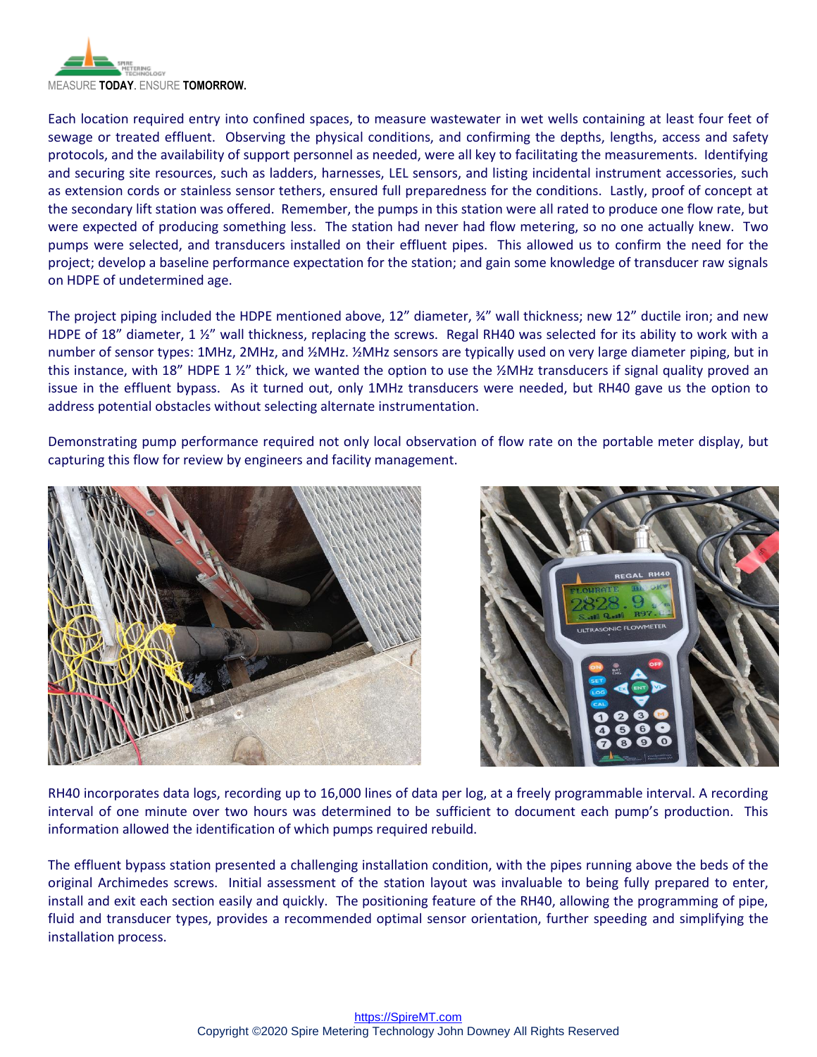Each location required entry into confined spaces, to measure wastewater in wet wells containing at least four feet of sewage or treated effluent. Observing the physical conditions, and confirming the depths, lengths, access and safety protocols, and the availability of support personnel as needed, were all key to facilitating the measurements. Identifying and securing site resources, such as ladders, harnesses, LEL sensors, and listing incidental instrument accessories, such as extension cords or stainless sensor tethers, ensured full preparedness for the conditions. Lastly, proof of concept at the secondary lift station was offered. Remember, the pumps in this station were all rated to produce one flow rate, but were expected of producing something less. The station had never had flow metering, so no one actually knew. Two pumps were selected, and transducers installed on their effluent pipes. This allowed us to confirm the need for the project; develop a baseline performance expectation for the station; and gain some knowledge of transducer raw signals on HDPE of undetermined age.

The project piping included the HDPE mentioned above, 12" diameter, ¾" wall thickness; new 12" ductile iron; and new HDPE of 18" diameter, 1 ½" wall thickness, replacing the screws. Regal RH40 was selected for its ability to work with a number of sensor types: 1MHz, 2MHz, and ½MHz. ½MHz sensors are typically used on very large diameter piping, but in this instance, with 18" HDPE 1 ½" thick, we wanted the option to use the ½MHz transducers if signal quality proved an issue in the effluent bypass. As it turned out, only 1MHz transducers were needed, but RH40 gave us the option to address potential obstacles without selecting alternate instrumentation.

Demonstrating pump performance required not only local observation of flow rate on the portable meter display, but capturing this flow for review by engineers and facility management.

RH40 incorporates data logs, recording up to 16,000 lines of data per log, at a freely programmable interval. A recording interval of one minute over two hours was determined to be sufficient to document each pump's production. This information allowed the identification of which pumps required rebuild.

The effluent bypass station presented a challenging installation condition, with the pipes running above the beds of the original Archimedes screws. Initial assessment of the station layout was invaluable to being fully prepared to enter, install and exit each section easily and quickly. The positioning feature of the RH40, allowing the programming of pipe, fluid and transducer types, provides a recommended optimal sensor orientation, further speeding and simplifying the installation process.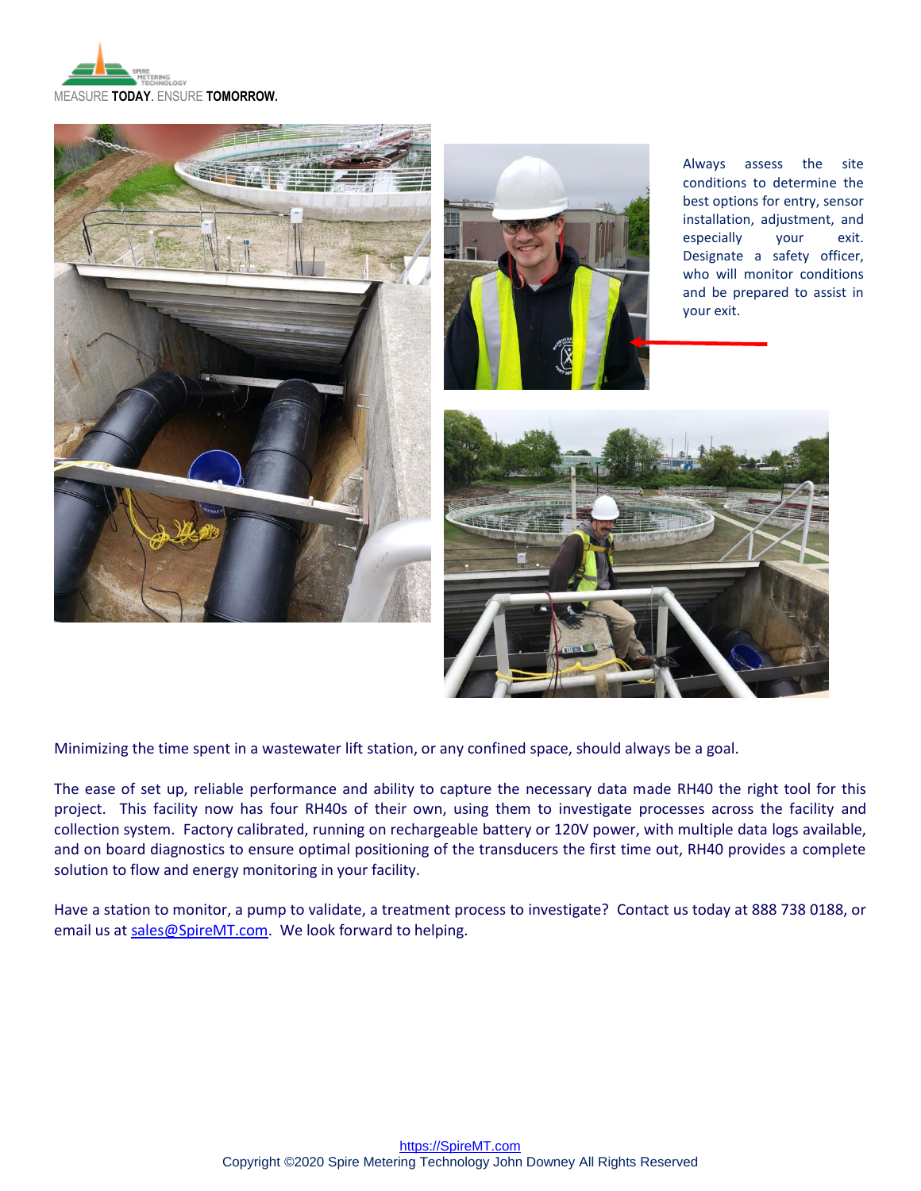Always assess the site conditions to determine the best options for entry, sensor installation, adjustment, and especially your exit. Designate a safety officer, who will monitor conditions and be prepared to assist in your exit.

Minimizing the time spent in a wastewater lift station, or any confined space, should always be a goal.

The ease of set up, reliable performance and ability to capture the necessary data made RH40 the right tool for this project. This facility now has four RH40s of their own, using them to investigate processes across the facility and collection system. Factory calibrated, running on rechargeable battery or 120V power, with multiple data logs available, and on board diagnostics to ensure optimal positioning of the transducers the first time out, RH40 provides a complete solution to flow and energy monitoring in your facility.

Have a station to monitor, a pump to validate, a treatment process to investigate? Contact us today at 888 738 0188, or email us at sales@SpireMT.com. We look forward to helping.